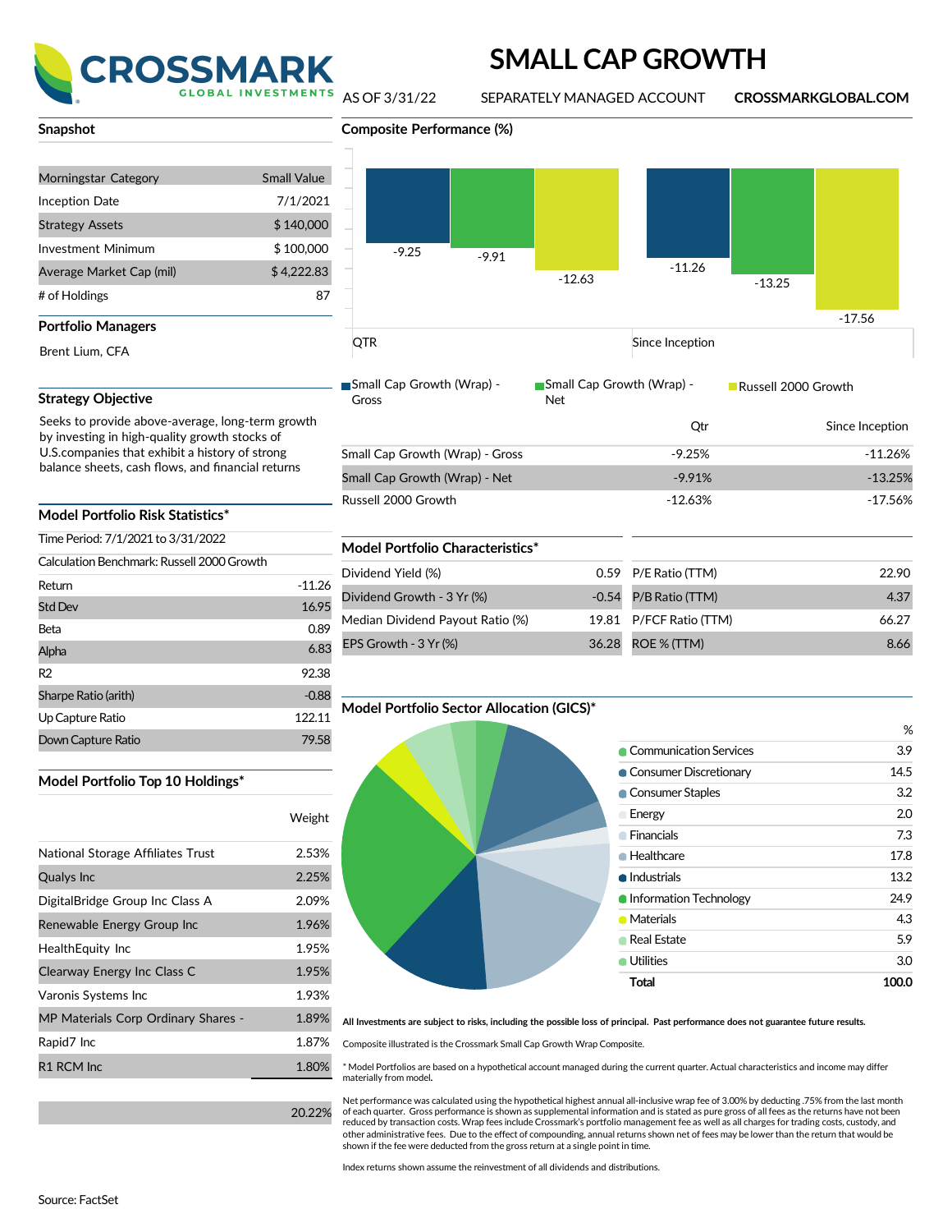# SMALL CAP GROWTH

CROSSMARK GLOBAL INVESTMENTS

AS OF 3/31/22 SEPARATELY MANAGED ACCOUNT **CROSSMARKGLOBAL.COM**

## Snapshot

| | |
|---|---|
| Morningstar Category | Small Value |
| Inception Date | 7/1/2021 |
| Strategy Assets | $ 140,000 |
| Investment Minimum | $ 100,000 |
| Average Market Cap (mil) | $ 4,222.83 |
| # of Holdings | 87 |

## Portfolio Managers

Brent Lium, CFA

## Strategy Objective

Seeks to provide above-average, long-term growth by investing in high-quality growth stocks of U.S.companies that exhibit a history of strong balance sheets, cash flows, and financial returns

## Model Portfolio Risk Statistics*

Time Period: 7/1/2021 to 3/31/2022

Calculation Benchmark: Russell 2000 Growth

| | |
|---|---|
| Return | -11.26 |
| Std Dev | 16.95 |
| Beta | 0.89 |
| Alpha | 6.83 |
| R2 | 92.38 |
| Sharpe Ratio (arith) | -0.88 |
| Up Capture Ratio | 122.11 |
| Down Capture Ratio | 79.58 |

## Model Portfolio Top 10 Holdings*

| | Weight |
|---|---|
| National Storage Affiliates Trust | 2.53% |
| Qualys Inc | 2.25% |
| DigitalBridge Group Inc Class A | 2.09% |
| Renewable Energy Group Inc | 1.96% |
| HealthEquity Inc | 1.95% |
| Clearway Energy Inc Class C | 1.95% |
| Varonis Systems Inc | 1.93% |
| MP Materials Corp Ordinary Shares - | 1.89% |
| Rapid7 Inc | 1.87% |
| R1 RCM Inc | 1.80% |
| | 20.22% |

## Composite Performance (%)

| | Qtr | Since Inception |
|---|---|---|
| Small Cap Growth (Wrap) - Gross | -9.25% | -11.26% |
| Small Cap Growth (Wrap) - Net | -9.91% | -13.25% |
| Russell 2000 Growth | -12.63% | -17.56% |

## Model Portfolio Characteristics*

| | | | |
|---|---|---|---|
| Dividend Yield (%) | 0.59 | P/E Ratio (TTM) | 22.90 |
| Dividend Growth - 3 Yr (%) | -0.54 | P/B Ratio (TTM) | 4.37 |
| Median Dividend Payout Ratio (%) | 19.81 | P/FCF Ratio (TTM) | 66.27 |
| EPS Growth - 3 Yr (%) | 36.28 | ROE % (TTM) | 8.66 |

## Model Portfolio Sector Allocation (GICS)*

| | % |
|---|---|
| Communication Services | 3.9 |
| Consumer Discretionary | 14.5 |
| Consumer Staples | 3.2 |
| Energy | 2.0 |
| Financials | 7.3 |
| Healthcare | 17.8 |
| Industrials | 13.2 |
| Information Technology | 24.9 |
| Materials | 4.3 |
| Real Estate | 5.9 |
| Utilities | 3.0 |
| **Total** | **100.0** |

**All Investments are subject to risks, including the possible loss of principal. Past performance does not guarantee future results.**

Composite illustrated is the Crossmark Small Cap Growth Wrap Composite.

\* Model Portfolios are based on a hypothetical account managed during the current quarter. Actual characteristics and income may differ materially from model.

Net performance was calculated using the hypothetical highest annual all-inclusive wrap fee of 3.00% by deducting .75% from the last month of each quarter. Gross performance is shown as supplemental information and is stated as pure gross of all fees as the returns have not been reduced by transaction costs. Wrap fees include Crossmark's portfolio management fee as well as all charges for trading costs, custody, and other administrative fees. Due to the effect of compounding, annual returns shown net of fees may be lower than the return that would be shown if the fee were deducted from the gross return at a single point in time.

Index returns shown assume the reinvestment of all dividends and distributions.

Source: FactSet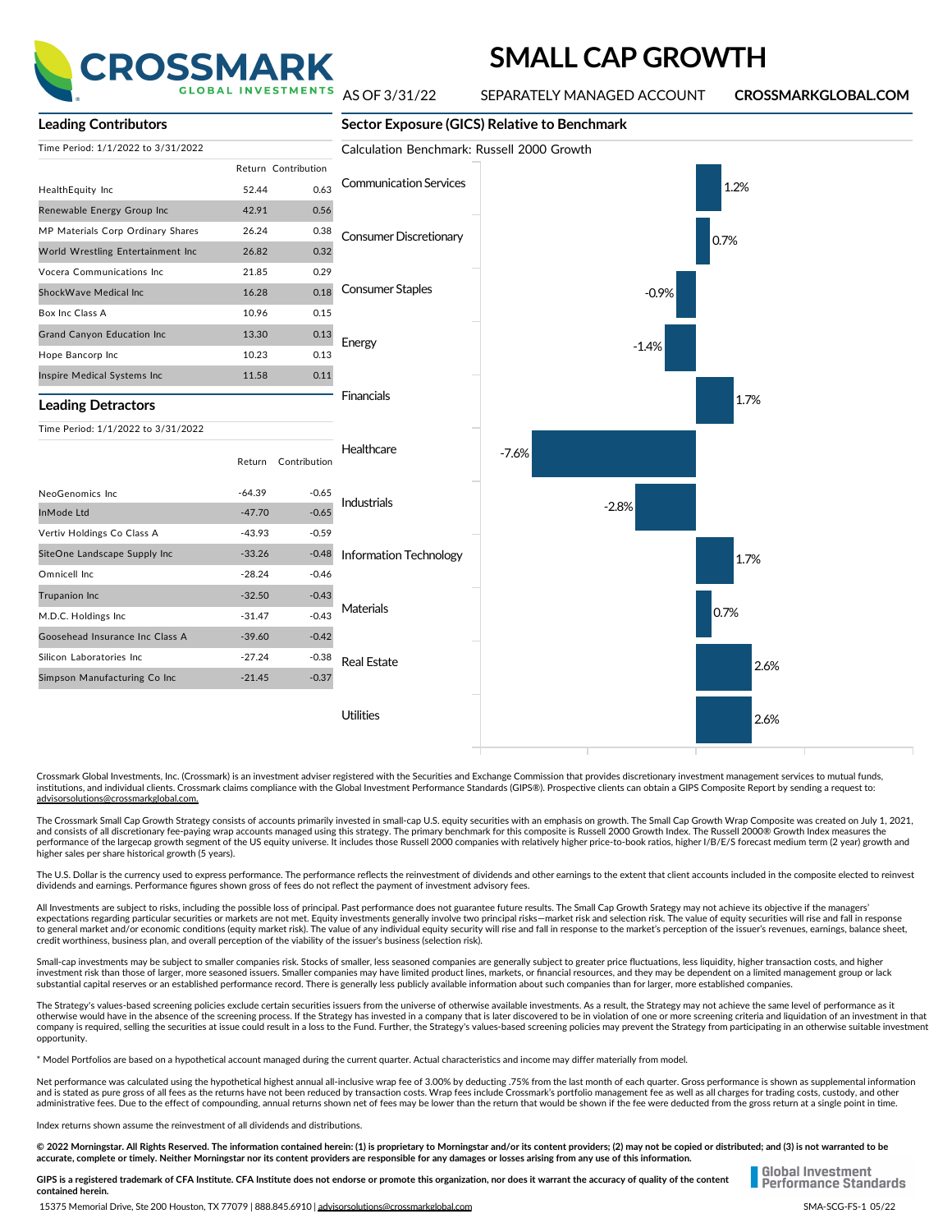# SMALL CAP GROWTH

AS OF 3/31/22 | SEPARATELY MANAGED ACCOUNT | CROSSMARKGLOBAL.COM

## Leading Contributors

Time Period: 1/1/2022 to 3/31/2022

| | Return | Contribution |
|---|---|---|
| HealthEquity Inc | 52.44 | 0.63 |
| Renewable Energy Group Inc | 42.91 | 0.56 |
| MP Materials Corp Ordinary Shares | 26.24 | 0.38 |
| World Wrestling Entertainment Inc | 26.82 | 0.32 |
| Vocera Communications Inc | 21.85 | 0.29 |
| ShockWave Medical Inc | 16.28 | 0.18 |
| Box Inc Class A | 10.96 | 0.15 |
| Grand Canyon Education Inc | 13.30 | 0.13 |
| Hope Bancorp Inc | 10.23 | 0.13 |
| Inspire Medical Systems Inc | 11.58 | 0.11 |

## Leading Detractors

Time Period: 1/1/2022 to 3/31/2022

| | Return | Contribution |
|---|---|---|
| NeoGenomics Inc | -64.39 | -0.65 |
| InMode Ltd | -47.70 | -0.65 |
| Vertiv Holdings Co Class A | -43.93 | -0.59 |
| SiteOne Landscape Supply Inc | -33.26 | -0.48 |
| Omnicell Inc | -28.24 | -0.46 |
| Trupanion Inc | -32.50 | -0.43 |
| M.D.C. Holdings Inc | -31.47 | -0.43 |
| Goosehead Insurance Inc Class A | -39.60 | -0.42 |
| Silicon Laboratories Inc | -27.24 | -0.38 |
| Simpson Manufacturing Co Inc | -21.45 | -0.37 |

## Sector Exposure (GICS) Relative to Benchmark

Calculation Benchmark: Russell 2000 Growth

Communication Services 1.2%
Consumer Discretionary 0.7%
Consumer Staples -0.9%
Energy -1.4%
Financials 1.7%
Healthcare -7.6%
Industrials -2.8%
Information Technology 1.7%
Materials 0.7%
Real Estate 2.6%
Utilities 2.6%

Crossmark Global Investments, Inc. (Crossmark) is an investment adviser registered with the Securities and Exchange Commission that provides discretionary investment management services to mutual funds, institutions, and individual clients. Crossmark claims compliance with the Global Investment Performance Standards (GIPS®). Prospective clients can obtain a GIPS Composite Report by sending a request to: advisorsolutions@crossmarkglobal.com.

The Crossmark Small Cap Growth Strategy consists of accounts primarily invested in small-cap U.S. equity securities with an emphasis on growth. The Small Cap Growth Wrap Composite was created on July 1, 2021, and consists of all discretionary fee-paying wrap accounts managed using this strategy. The primary benchmark for this composite is Russell 2000 Growth Index. The Russell 2000® Growth Index measures the performance of the largecap growth segment of the US equity universe. It includes those Russell 2000 companies with relatively higher price-to-book ratios, higher I/B/E/S forecast medium term (2 year) growth and higher sales per share historical growth (5 years).

The U.S. Dollar is the currency used to express performance. The performance reflects the reinvestment of dividends and other earnings to the extent that client accounts included in the composite elected to reinvest dividends and earnings. Performance figures shown gross of fees do not reflect the payment of investment advisory fees.

All Investments are subject to risks, including the possible loss of principal. Past performance does not guarantee future results. The Small Cap Growth Srategy may not achieve its objective if the managers' expectations regarding particular securities or markets are not met. Equity investments generally involve two principal risks—market risk and selection risk. The value of equity securities will rise and fall in response to general market and/or economic conditions (equity market risk). The value of any individual equity security will rise and fall in response to the market's perception of the issuer's revenues, earnings, balance sheet, credit worthiness, business plan, and overall perception of the viability of the issuer's business (selection risk).

Small-cap investments may be subject to smaller companies risk. Stocks of smaller, less seasoned companies are generally subject to greater price fluctuations, less liquidity, higher transaction costs, and higher investment risk than those of larger, more seasoned issuers. Smaller companies may have limited product lines, markets, or financial resources, and they may be dependent on a limited management group or lack substantial capital reserves or an established performance record. There is generally less publicly available information about such companies than for larger, more established companies.

The Strategy's values-based screening policies exclude certain securities issuers from the universe of otherwise available investments. As a result, the Strategy may not achieve the same level of performance as it otherwise would have in the absence of the screening process. If the Strategy has invested in a company that is later discovered to be in violation of one or more screening criteria and liquidation of an investment in that company is required, selling the securities at issue could result in a loss to the Fund. Further, the Strategy's values-based screening policies may prevent the Strategy from participating in an otherwise suitable investment opportunity.

* Model Portfolios are based on a hypothetical account managed during the current quarter. Actual characteristics and income may differ materially from model.

Net performance was calculated using the hypothetical highest annual all-inclusive wrap fee of 3.00% by deducting .75% from the last month of each quarter. Gross performance is shown as supplemental information and is stated as pure gross of all fees as the returns have not been reduced by transaction costs. Wrap fees include Crossmark's portfolio management fee as well as all charges for trading costs, custody, and other administrative fees. Due to the effect of compounding, annual returns shown net of fees may be lower than the return that would be shown if the fee were deducted from the gross return at a single point in time.

Index returns shown assume the reinvestment of all dividends and distributions.

**© 2022 Morningstar. All Rights Reserved. The information contained herein: (1) is proprietary to Morningstar and/or its content providers; (2) may not be copied or distributed; and (3) is not warranted to be accurate, complete or timely. Neither Morningstar nor its content providers are responsible for any damages or losses arising from any use of this information.**

**GIPS is a registered trademark of CFA Institute. CFA Institute does not endorse or promote this organization, nor does it warrant the accuracy of quality of the content contained herein.**

15375 Memorial Drive, Ste 200 Houston, TX 77079 | 888.845.6910 | advisorsolutions@crossmarkglobal.com

SMA-SCG-FS-1 05/22